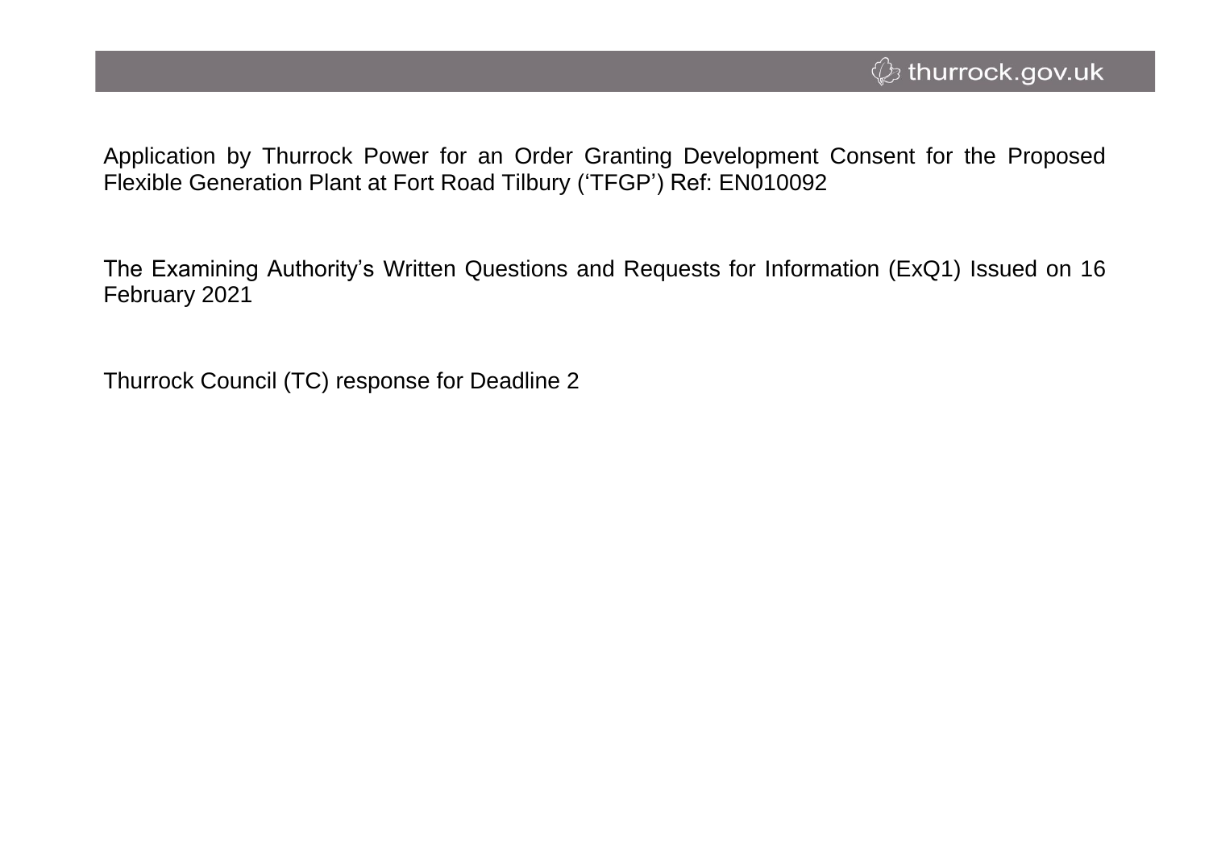Application by Thurrock Power for an Order Granting Development Consent for the Proposed Flexible Generation Plant at Fort Road Tilbury (‘TFGP’) Ref: EN010092

The Examining Authority’s Written Questions and Requests for Information (ExQ1) Issued on 16 February 2021

Thurrock Council (TC) response for Deadline 2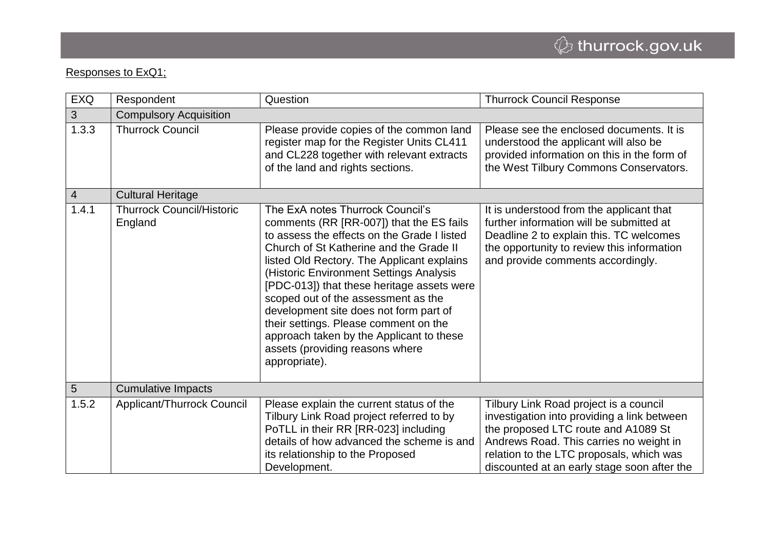Responses to ExQ1;

| EXQ | Respondent | Question | Thurrock Council Response |
|---|---|---|---|
| 3 | Compulsory Acquisition | | |
| 1.3.3 | Thurrock Council | Please provide copies of the common land register map for the Register Units CL411 and CL228 together with relevant extracts of the land and rights sections. | Please see the enclosed documents. It is understood the applicant will also be provided information on this in the form of the West Tilbury Commons Conservators. |
| 4 | Cultural Heritage | | |
| 1.4.1 | Thurrock Council/Historic England | The ExA notes Thurrock Council's comments (RR [RR-007]) that the ES fails to assess the effects on the Grade I listed Church of St Katherine and the Grade II listed Old Rectory. The Applicant explains (Historic Environment Settings Analysis [PDC-013]) that these heritage assets were scoped out of the assessment as the development site does not form part of their settings. Please comment on the approach taken by the Applicant to these assets (providing reasons where appropriate). | It is understood from the applicant that further information will be submitted at Deadline 2 to explain this. TC welcomes the opportunity to review this information and provide comments accordingly. |
| 5 | Cumulative Impacts | | |
| 1.5.2 | Applicant/Thurrock Council | Please explain the current status of the Tilbury Link Road project referred to by PoTLL in their RR [RR-023] including details of how advanced the scheme is and its relationship to the Proposed Development. | Tilbury Link Road project is a council investigation into providing a link between the proposed LTC route and A1089 St Andrews Road. This carries no weight in relation to the LTC proposals, which was discounted at an early stage soon after the |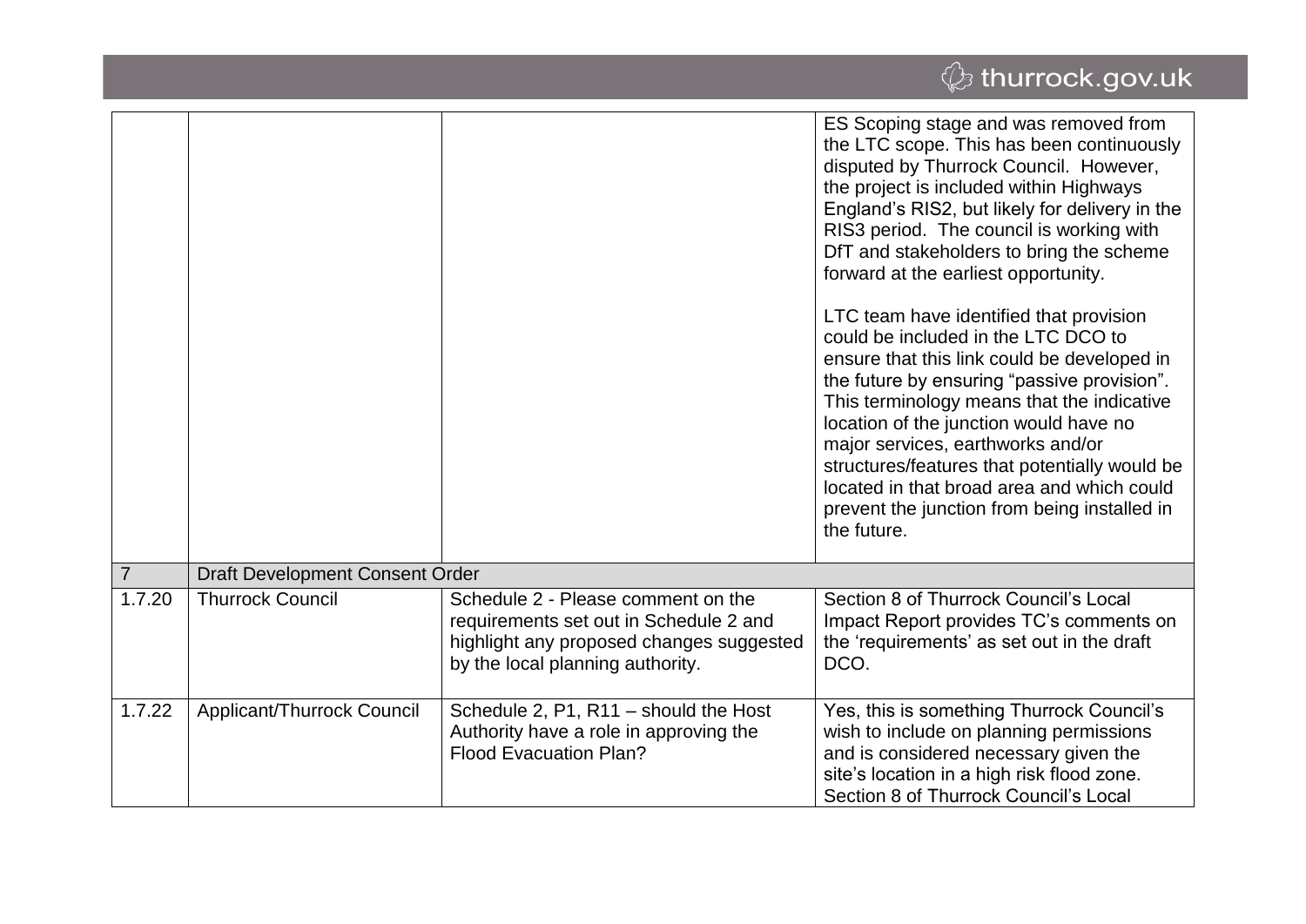| | | | |
|---|---|---|---|
| | | | ES Scoping stage and was removed from the LTC scope. This has been continuously disputed by Thurrock Council. However, the project is included within Highways England's RIS2, but likely for delivery in the RIS3 period. The council is working with DfT and stakeholders to bring the scheme forward at the earliest opportunity.<br><br>LTC team have identified that provision could be included in the LTC DCO to ensure that this link could be developed in the future by ensuring "passive provision". This terminology means that the indicative location of the junction would have no major services, earthworks and/or structures/features that potentially would be located in that broad area and which could prevent the junction from being installed in the future. |
| 7 | Draft Development Consent Order | | |
| 1.7.20 | Thurrock Council | Schedule 2 - Please comment on the requirements set out in Schedule 2 and highlight any proposed changes suggested by the local planning authority. | Section 8 of Thurrock Council's Local Impact Report provides TC's comments on the 'requirements' as set out in the draft DCO. |
| 1.7.22 | Applicant/Thurrock Council | Schedule 2, P1, R11 – should the Host Authority have a role in approving the Flood Evacuation Plan? | Yes, this is something Thurrock Council's wish to include on planning permissions and is considered necessary given the site's location in a high risk flood zone. Section 8 of Thurrock Council's Local |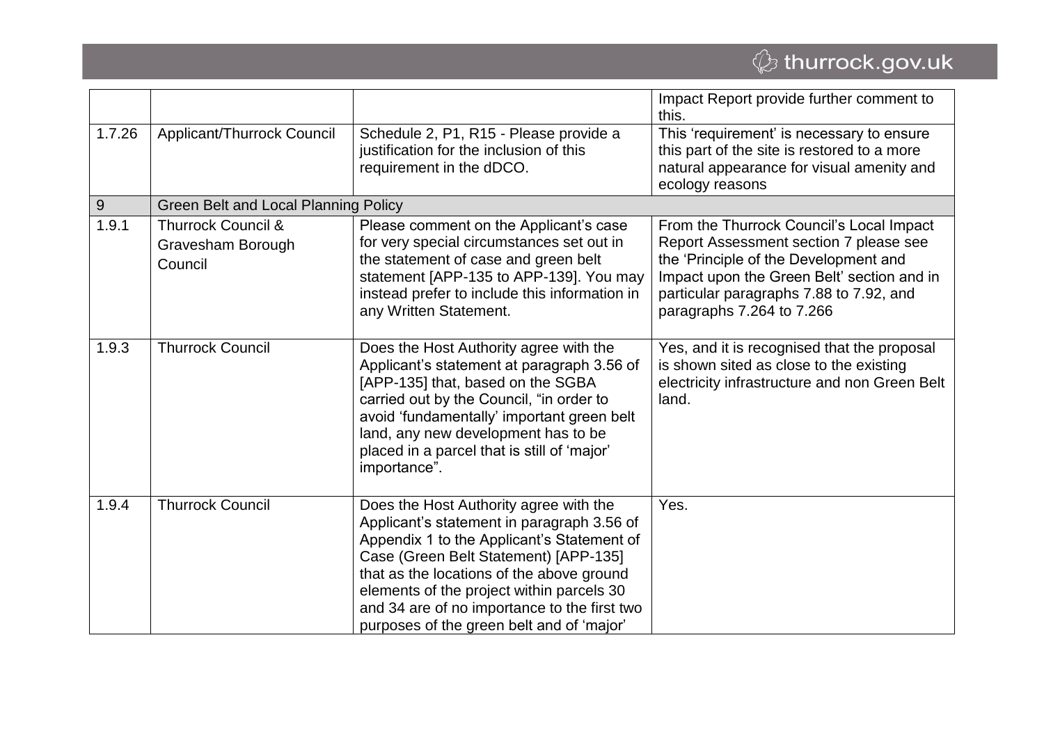| | | | |
|---|---|---|---|
| | | | Impact Report provide further comment to this. |
| 1.7.26 | Applicant/Thurrock Council | Schedule 2, P1, R15 - Please provide a justification for the inclusion of this requirement in the dDCO. | This 'requirement' is necessary to ensure this part of the site is restored to a more natural appearance for visual amenity and ecology reasons |
| 9 | Green Belt and Local Planning Policy | | |
| 1.9.1 | Thurrock Council & Gravesham Borough Council | Please comment on the Applicant's case for very special circumstances set out in the statement of case and green belt statement [APP-135 to APP-139]. You may instead prefer to include this information in any Written Statement. | From the Thurrock Council's Local Impact Report Assessment section 7 please see the 'Principle of the Development and Impact upon the Green Belt' section and in particular paragraphs 7.88 to 7.92, and paragraphs 7.264 to 7.266 |
| 1.9.3 | Thurrock Council | Does the Host Authority agree with the Applicant's statement at paragraph 3.56 of [APP-135] that, based on the SGBA carried out by the Council, "in order to avoid 'fundamentally' important green belt land, any new development has to be placed in a parcel that is still of 'major' importance". | Yes, and it is recognised that the proposal is shown sited as close to the existing electricity infrastructure and non Green Belt land. |
| 1.9.4 | Thurrock Council | Does the Host Authority agree with the Applicant's statement in paragraph 3.56 of Appendix 1 to the Applicant's Statement of Case (Green Belt Statement) [APP-135] that as the locations of the above ground elements of the project within parcels 30 and 34 are of no importance to the first two purposes of the green belt and of 'major' | Yes. |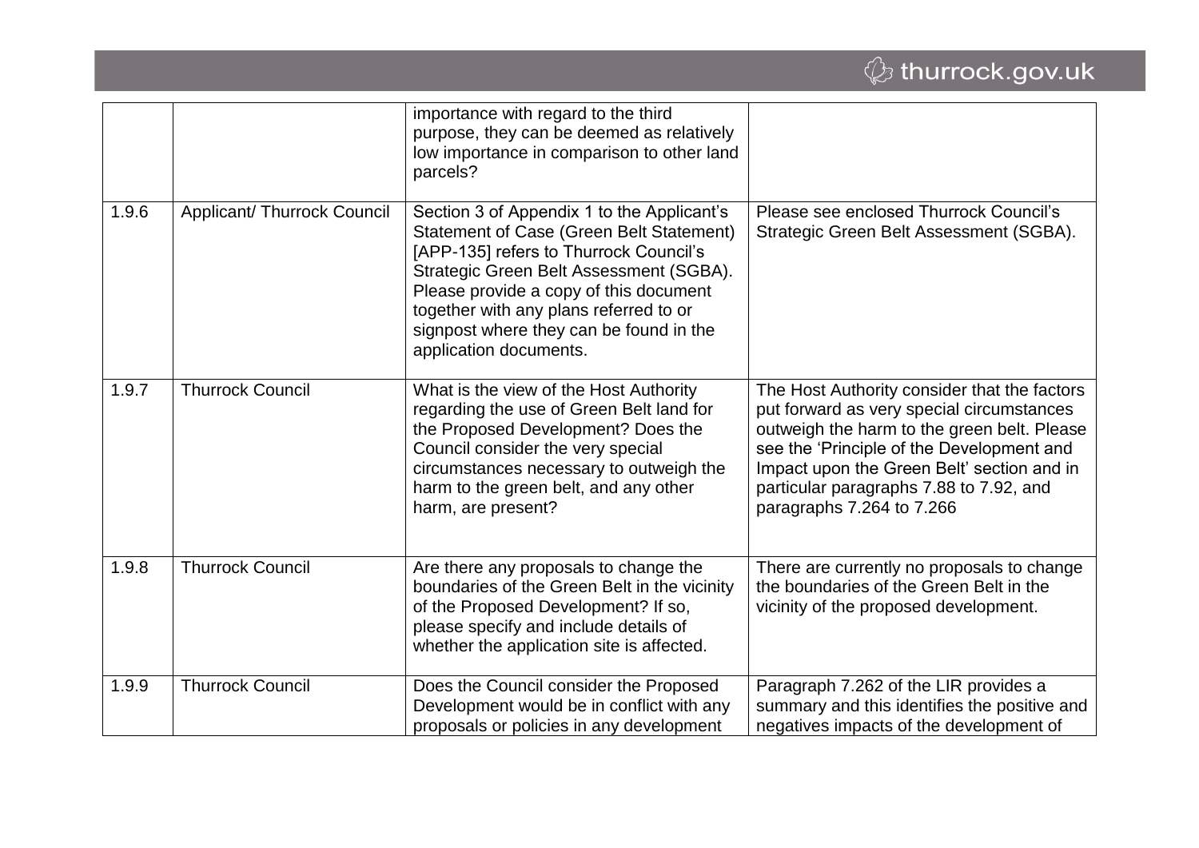|  |  | importance with regard to the third purpose, they can be deemed as relatively low importance in comparison to other land parcels? |  |
|---|---|---|---|
| 1.9.6 | Applicant/ Thurrock Council | Section 3 of Appendix 1 to the Applicant's Statement of Case (Green Belt Statement) [APP-135] refers to Thurrock Council's Strategic Green Belt Assessment (SGBA). Please provide a copy of this document together with any plans referred to or signpost where they can be found in the application documents. | Please see enclosed Thurrock Council's Strategic Green Belt Assessment (SGBA). |
| 1.9.7 | Thurrock Council | What is the view of the Host Authority regarding the use of Green Belt land for the Proposed Development? Does the Council consider the very special circumstances necessary to outweigh the harm to the green belt, and any other harm, are present? | The Host Authority consider that the factors put forward as very special circumstances outweigh the harm to the green belt. Please see the 'Principle of the Development and Impact upon the Green Belt' section and in particular paragraphs 7.88 to 7.92, and paragraphs 7.264 to 7.266 |
| 1.9.8 | Thurrock Council | Are there any proposals to change the boundaries of the Green Belt in the vicinity of the Proposed Development? If so, please specify and include details of whether the application site is affected. | There are currently no proposals to change the boundaries of the Green Belt in the vicinity of the proposed development. |
| 1.9.9 | Thurrock Council | Does the Council consider the Proposed Development would be in conflict with any proposals or policies in any development | Paragraph 7.262 of the LIR provides a summary and this identifies the positive and negatives impacts of the development of |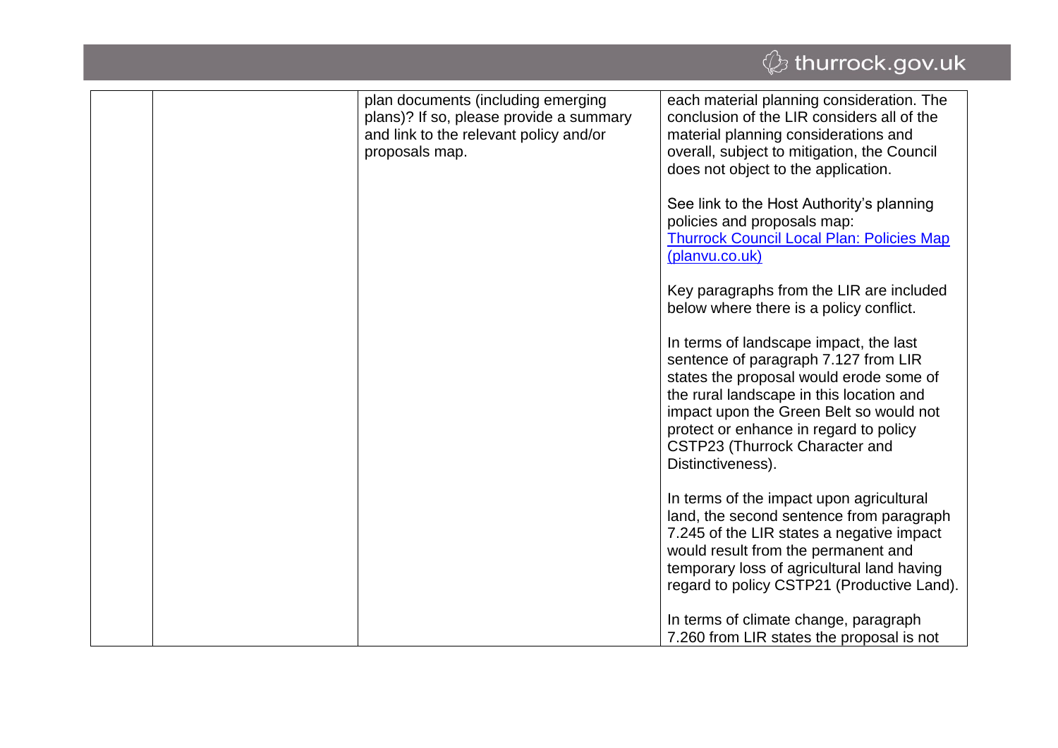| | | plan documents (including emerging plans)? If so, please provide a summary and link to the relevant policy and/or proposals map. | each material planning consideration. The conclusion of the LIR considers all of the material planning considerations and overall, subject to mitigation, the Council does not object to the application.<br><br>See link to the Host Authority's planning policies and proposals map: [Thurrock Council Local Plan: Policies Map (planvu.co.uk)]()<br><br>Key paragraphs from the LIR are included below where there is a policy conflict.<br><br>In terms of landscape impact, the last sentence of paragraph 7.127 from LIR states the proposal would erode some of the rural landscape in this location and impact upon the Green Belt so would not protect or enhance in regard to policy CSTP23 (Thurrock Character and Distinctiveness).<br><br>In terms of the impact upon agricultural land, the second sentence from paragraph 7.245 of the LIR states a negative impact would result from the permanent and temporary loss of agricultural land having regard to policy CSTP21 (Productive Land).<br><br>In terms of climate change, paragraph 7.260 from LIR states the proposal is not |
|---|---|---|---|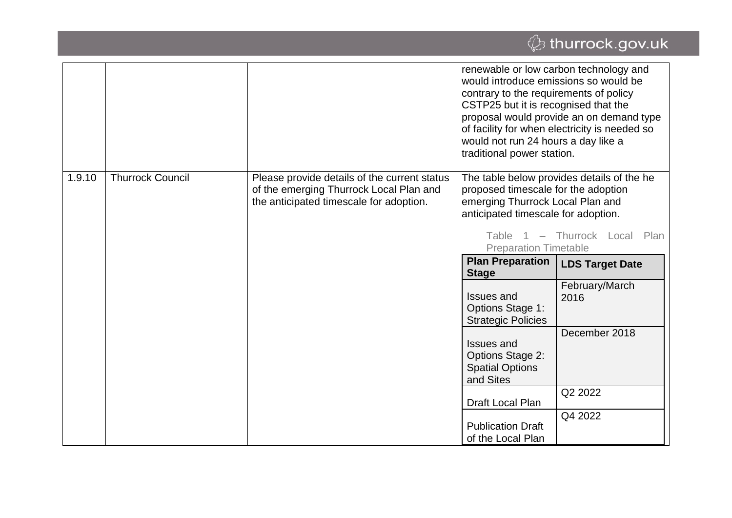| | | | |
|---|---|---|---|
| | | | renewable or low carbon technology and would introduce emissions so would be contrary to the requirements of policy CSTP25 but it is recognised that the proposal would provide an on demand type of facility for when electricity is needed so would not run 24 hours a day like a traditional power station. |
| 1.9.10 | Thurrock Council | Please provide details of the current status of the emerging Thurrock Local Plan and the anticipated timescale for adoption. | The table below provides details of the he proposed timescale for the adoption emerging Thurrock Local Plan and anticipated timescale for adoption. |

Table 1 – Thurrock Local Plan Preparation Timetable

| Plan Preparation Stage | LDS Target Date |
|---|---|
| Issues and Options Stage 1: Strategic Policies | February/March 2016 |
| Issues and Options Stage 2: Spatial Options and Sites | December 2018 |
| Draft Local Plan | Q2 2022 |
| Publication Draft of the Local Plan | Q4 2022 |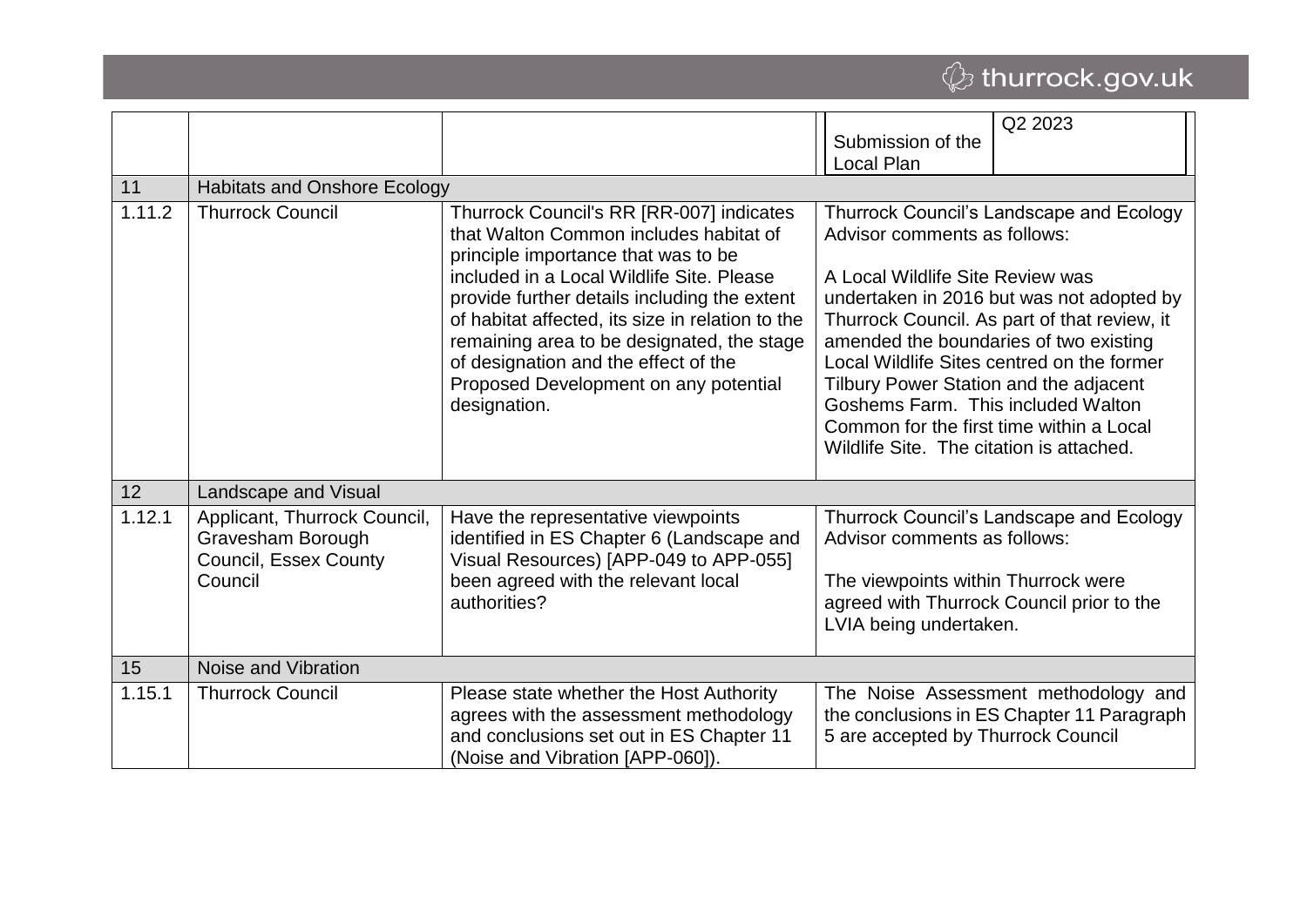| | | | | |
|---|---|---|---|---|
| | | | Submission of the Local Plan | Q2 2023 |
| 11 | Habitats and Onshore Ecology | | | |
| 1.11.2 | Thurrock Council | Thurrock Council's RR [RR-007] indicates that Walton Common includes habitat of principle importance that was to be included in a Local Wildlife Site. Please provide further details including the extent of habitat affected, its size in relation to the remaining area to be designated, the stage of designation and the effect of the Proposed Development on any potential designation. | Thurrock Council's Landscape and Ecology Advisor comments as follows:<br><br>A Local Wildlife Site Review was undertaken in 2016 but was not adopted by Thurrock Council. As part of that review, it amended the boundaries of two existing Local Wildlife Sites centred on the former Tilbury Power Station and the adjacent Goshems Farm. This included Walton Common for the first time within a Local Wildlife Site. The citation is attached. | |
| 12 | Landscape and Visual | | | |
| 1.12.1 | Applicant, Thurrock Council, Gravesham Borough Council, Essex County Council | Have the representative viewpoints identified in ES Chapter 6 (Landscape and Visual Resources) [APP-049 to APP-055] been agreed with the relevant local authorities? | Thurrock Council's Landscape and Ecology Advisor comments as follows:<br><br>The viewpoints within Thurrock were agreed with Thurrock Council prior to the LVIA being undertaken. | |
| 15 | Noise and Vibration | | | |
| 1.15.1 | Thurrock Council | Please state whether the Host Authority agrees with the assessment methodology and conclusions set out in ES Chapter 11 (Noise and Vibration [APP-060]). | The Noise Assessment methodology and the conclusions in ES Chapter 11 Paragraph 5 are accepted by Thurrock Council | |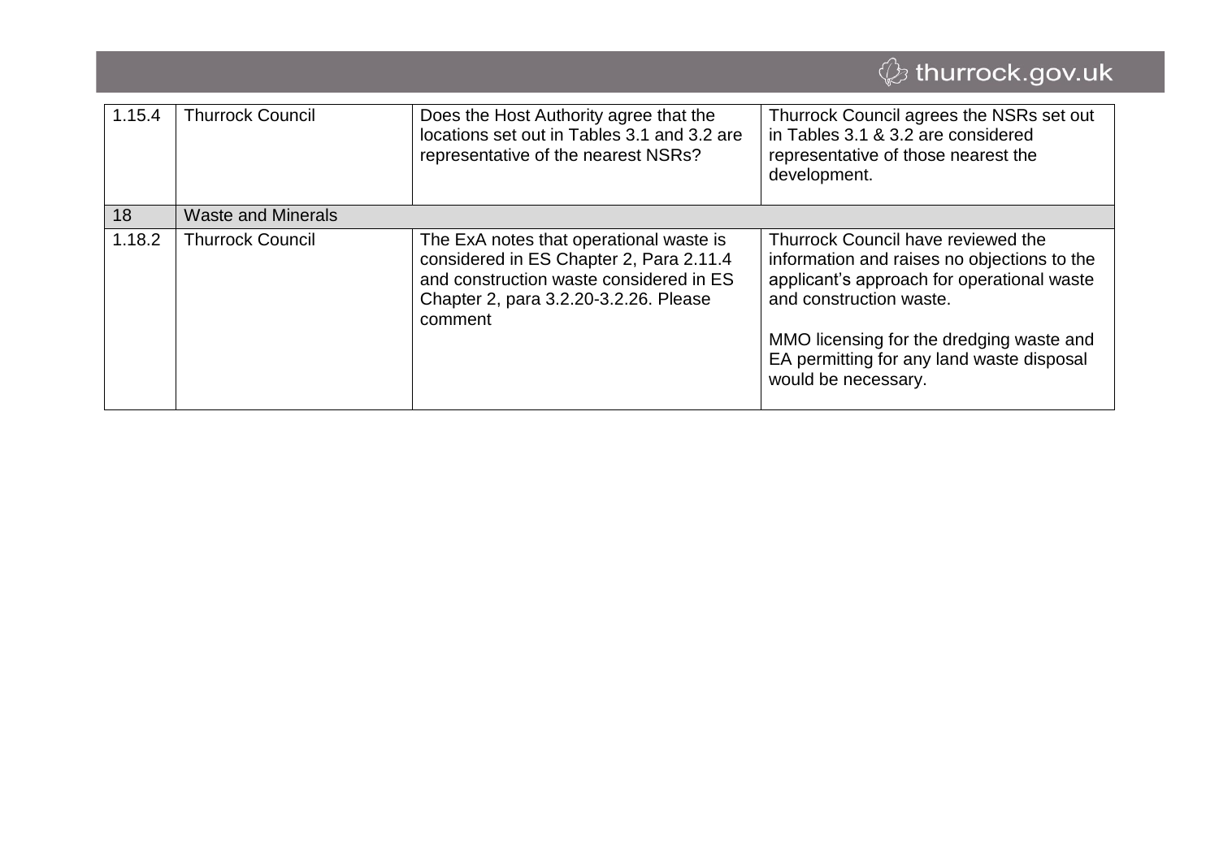| | | | |
|---|---|---|---|
| 1.15.4 | Thurrock Council | Does the Host Authority agree that the locations set out in Tables 3.1 and 3.2 are representative of the nearest NSRs? | Thurrock Council agrees the NSRs set out in Tables 3.1 & 3.2 are considered representative of those nearest the development. |
| 18 | Waste and Minerals | | |
| 1.18.2 | Thurrock Council | The ExA notes that operational waste is considered in ES Chapter 2, Para 2.11.4 and construction waste considered in ES Chapter 2, para 3.2.20-3.2.26. Please comment | Thurrock Council have reviewed the information and raises no objections to the applicant's approach for operational waste and construction waste.<br><br>MMO licensing for the dredging waste and EA permitting for any land waste disposal would be necessary. |